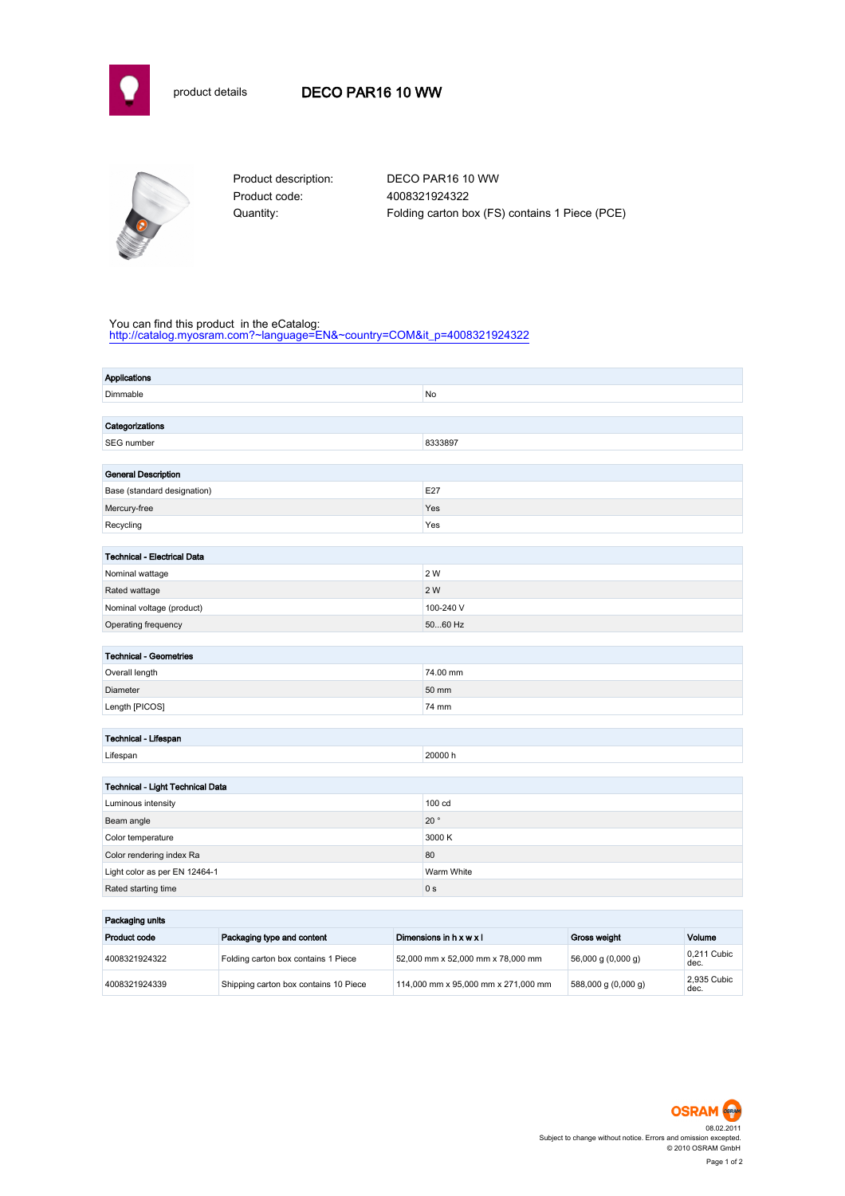product details

# DECO PAR16 10 WW

Product description: DECO PAR16 10 WW
Product code: 4008321924322
Quantity: Folding carton box (FS) contains 1 Piece (PCE)

You can find this product in the eCatalog:
http://catalog.myosram.com?~language=EN&~country=COM&it_p=4008321924322

| Applications | |
|---|---|
| Dimmable | No |

| Categorizations | |
|---|---|
| SEG number | 8333897 |

| General Description | |
|---|---|
| Base (standard designation) | E27 |
| Mercury-free | Yes |
| Recycling | Yes |

| Technical - Electrical Data | |
|---|---|
| Nominal wattage | 2 W |
| Rated wattage | 2 W |
| Nominal voltage (product) | 100-240 V |
| Operating frequency | 50...60 Hz |

| Technical - Geometries | |
|---|---|
| Overall length | 74.00 mm |
| Diameter | 50 mm |
| Length [PICOS] | 74 mm |

| Technical - Lifespan | |
|---|---|
| Lifespan | 20000 h |

| Technical - Light Technical Data | |
|---|---|
| Luminous intensity | 100 cd |
| Beam angle | 20 ° |
| Color temperature | 3000 K |
| Color rendering index Ra | 80 |
| Light color as per EN 12464-1 | Warm White |
| Rated starting time | 0 s |

**Packaging units**

| Product code | Packaging type and content | Dimensions in h x w x l | Gross weight | Volume |
|---|---|---|---|---|
| 4008321924322 | Folding carton box contains 1 Piece | 52,000 mm x 52,000 mm x 78,000 mm | 56,000 g (0,000 g) | 0,211 Cubic dec. |
| 4008321924339 | Shipping carton box contains 10 Piece | 114,000 mm x 95,000 mm x 271,000 mm | 588,000 g (0,000 g) | 2,935 Cubic dec. |

OSRAM
08.02.2011
Subject to change without notice. Errors and omission excepted.
© 2010 OSRAM GmbH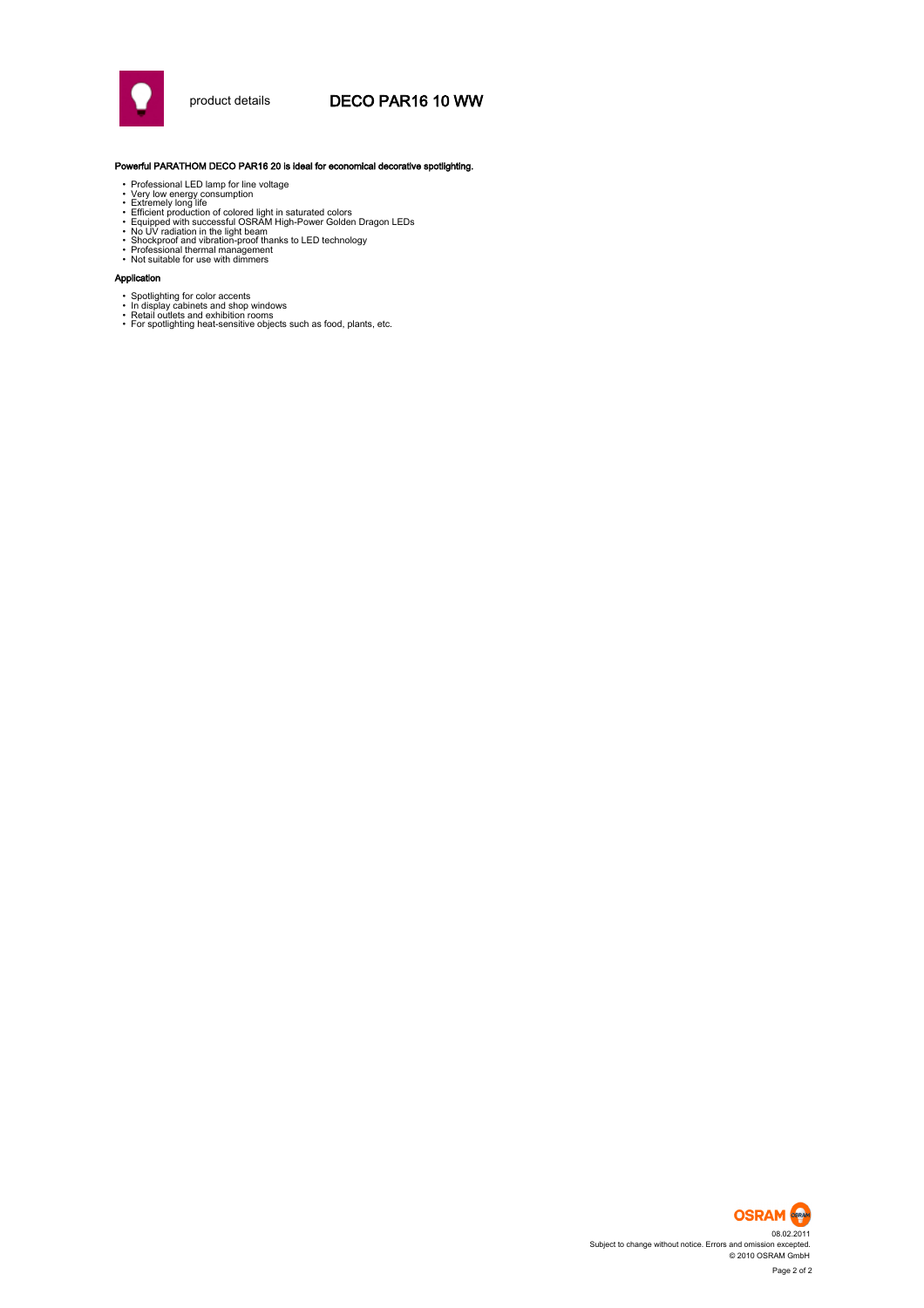product details **DECO PAR16 10 WW**

**Powerful PARATHOM DECO PAR16 20 is ideal for economical decorative spotlighting.**

- Professional LED lamp for line voltage
- Very low energy consumption
- Extremely long life
- Efficient production of colored light in saturated colors
- Equipped with successful OSRAM High-Power Golden Dragon LEDs
- No UV radiation in the light beam
- Shockproof and vibration-proof thanks to LED technology
- Professional thermal management
- Not suitable for use with dimmers

**Application**

- Spotlighting for color accents
- In display cabinets and shop windows
- Retail outlets and exhibition rooms
- For spotlighting heat-sensitive objects such as food, plants, etc.

08.02.2011
Subject to change without notice. Errors and omission excepted.
© 2010 OSRAM GmbH